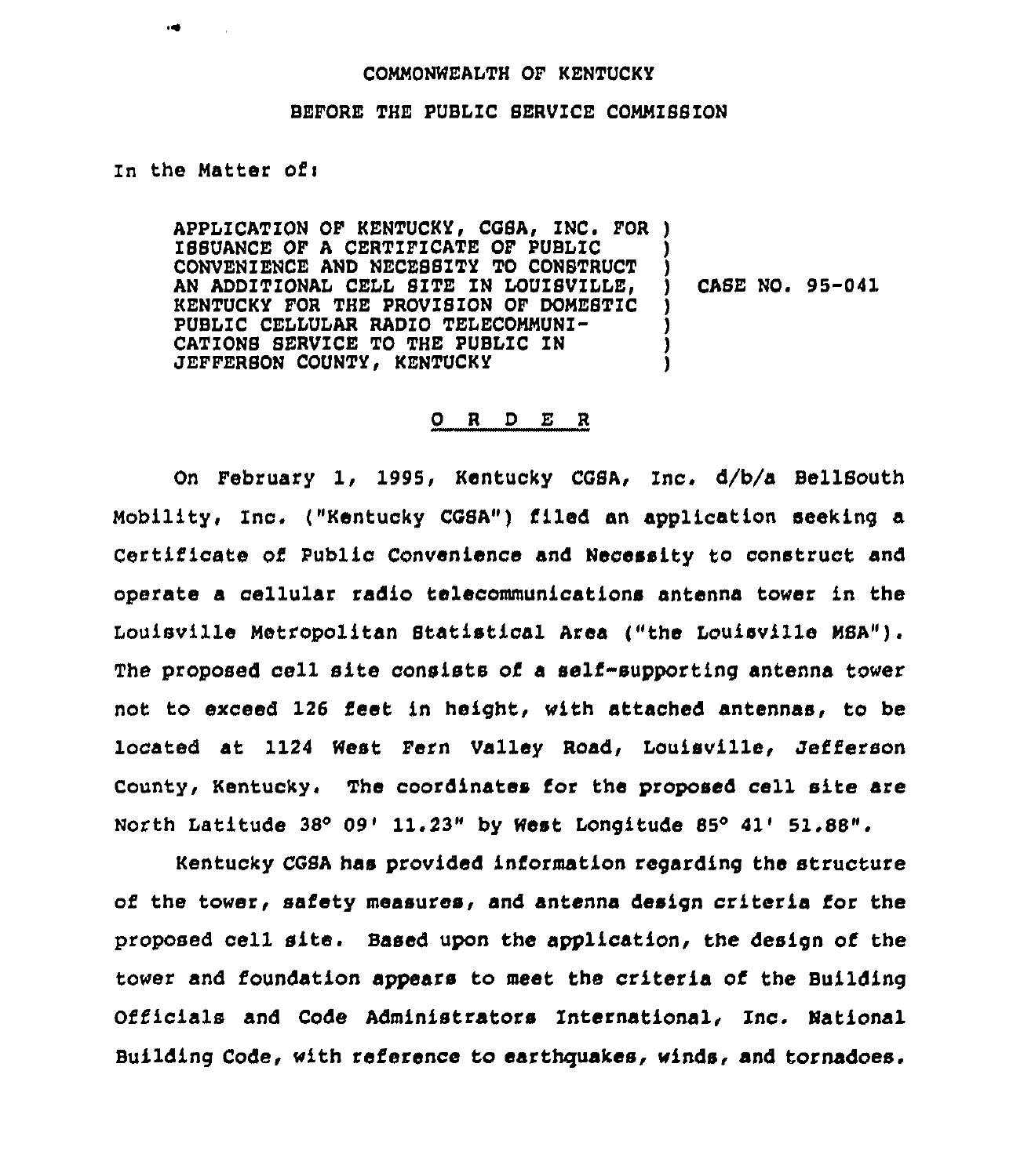COMMONWEALTH OF KENTUCKY

BEFORE THE PUBLIC SERVICE COMMISSION

In the Matter of:

| | | |
|---|---|---|
| APPLICATION OF KENTUCKY, CGSA, INC. FOR ISSUANCE OF A CERTIFICATE OF PUBLIC CONVENIENCE AND NECESSITY TO CONSTRUCT AN ADDITIONAL CELL SITE IN LOUISVILLE, KENTUCKY FOR THE PROVISION OF DOMESTIC PUBLIC CELLULAR RADIO TELECOMMUNICATIONS SERVICE TO THE PUBLIC IN JEFFERSON COUNTY, KENTUCKY | ) | CASE NO. 95-041 |

O R D E R

On February 1, 1995, Kentucky CGSA, Inc. d/b/a BellSouth Mobility, Inc. ("Kentucky CGSA") filed an application seeking a Certificate of Public Convenience and Necessity to construct and operate a cellular radio telecommunications antenna tower in the Louisville Metropolitan Statistical Area ("the Louisville MSA"). The proposed cell site consists of a self-supporting antenna tower not to exceed 126 feet in height, with attached antennas, to be located at 1124 West Fern Valley Road, Louisville, Jefferson County, Kentucky. The coordinates for the proposed cell site are North Latitude 38° 09' 11.23" by West Longitude 85° 41' 51.88".

Kentucky CGSA has provided information regarding the structure of the tower, safety measures, and antenna design criteria for the proposed cell site. Based upon the application, the design of the tower and foundation appears to meet the criteria of the Building Officials and Code Administrators International, Inc. National Building Code, with reference to earthquakes, winds, and tornadoes.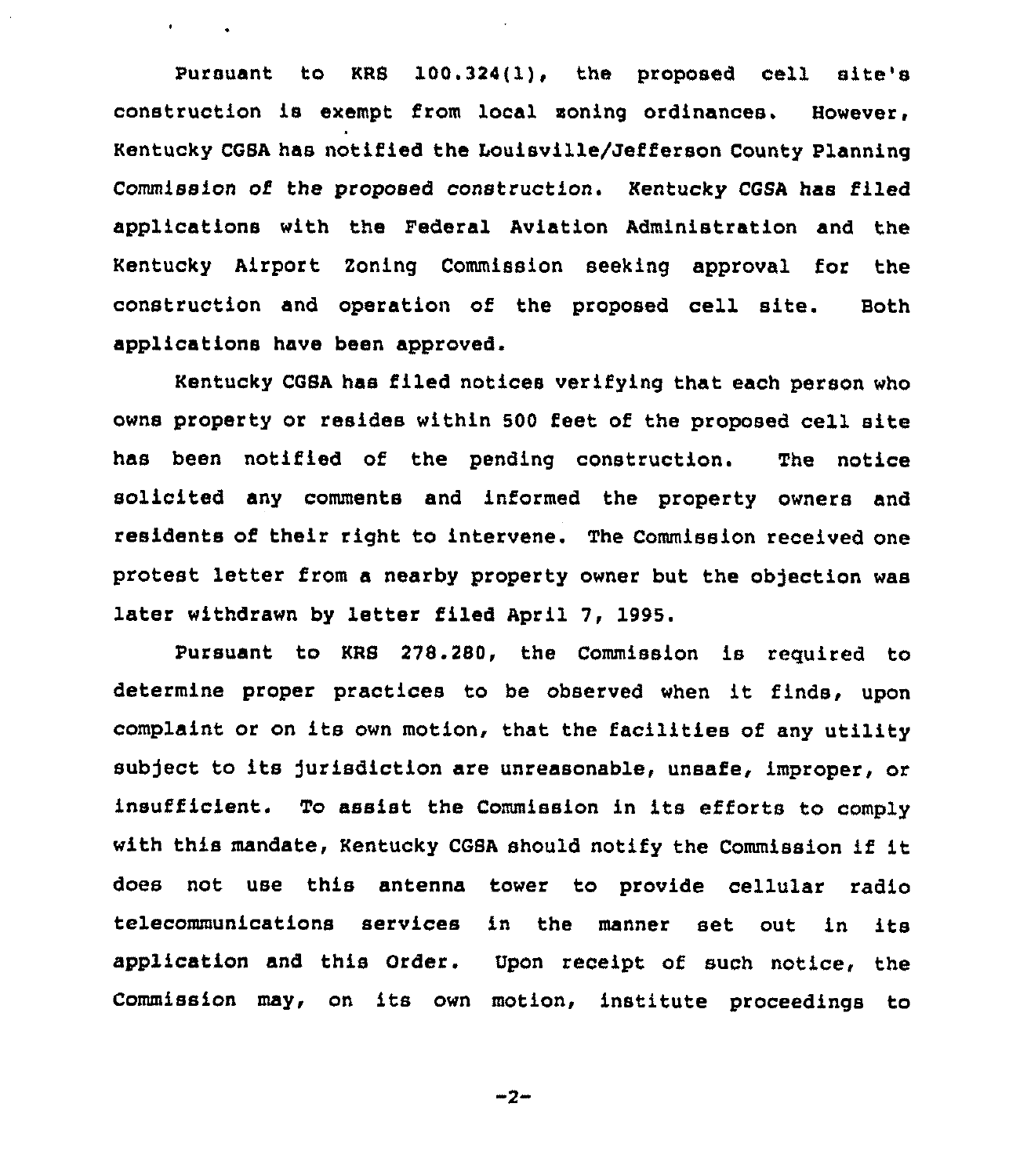Pursuant to KRS 100.324(1), the proposed cell site's construction is exempt from local zoning ordinances. However, Kentucky CGSA has notified the Louisville/Jefferson County Planning Commission of the proposed construction. Kentucky CGSA has filed applications with the Federal Aviation Administration and the Kentucky Airport Zoning Commission seeking approval for the construction and operation of the proposed cell site. Both applications have been approved.

Kentucky CGSA has filed notices verifying that each person who owns property or resides within 500 feet of the proposed cell site has been notified of the pending construction. The notice solicited any comments and informed the property owners and residents of their right to intervene. The Commission received one protest letter from a nearby property owner but the objection was later withdrawn by letter filed April 7, 1995.

Pursuant to KRS 278.280, the Commission is required to determine proper practices to be observed when it finds, upon complaint or on its own motion, that the facilities of any utility subject to its jurisdiction are unreasonable, unsafe, improper, or insufficient. To assist the Commission in its efforts to comply with this mandate, Kentucky CGSA should notify the Commission if it does not use this antenna tower to provide cellular radio telecommunications services in the manner set out in its application and this Order. Upon receipt of such notice, the Commission may, on its own motion, institute proceedings to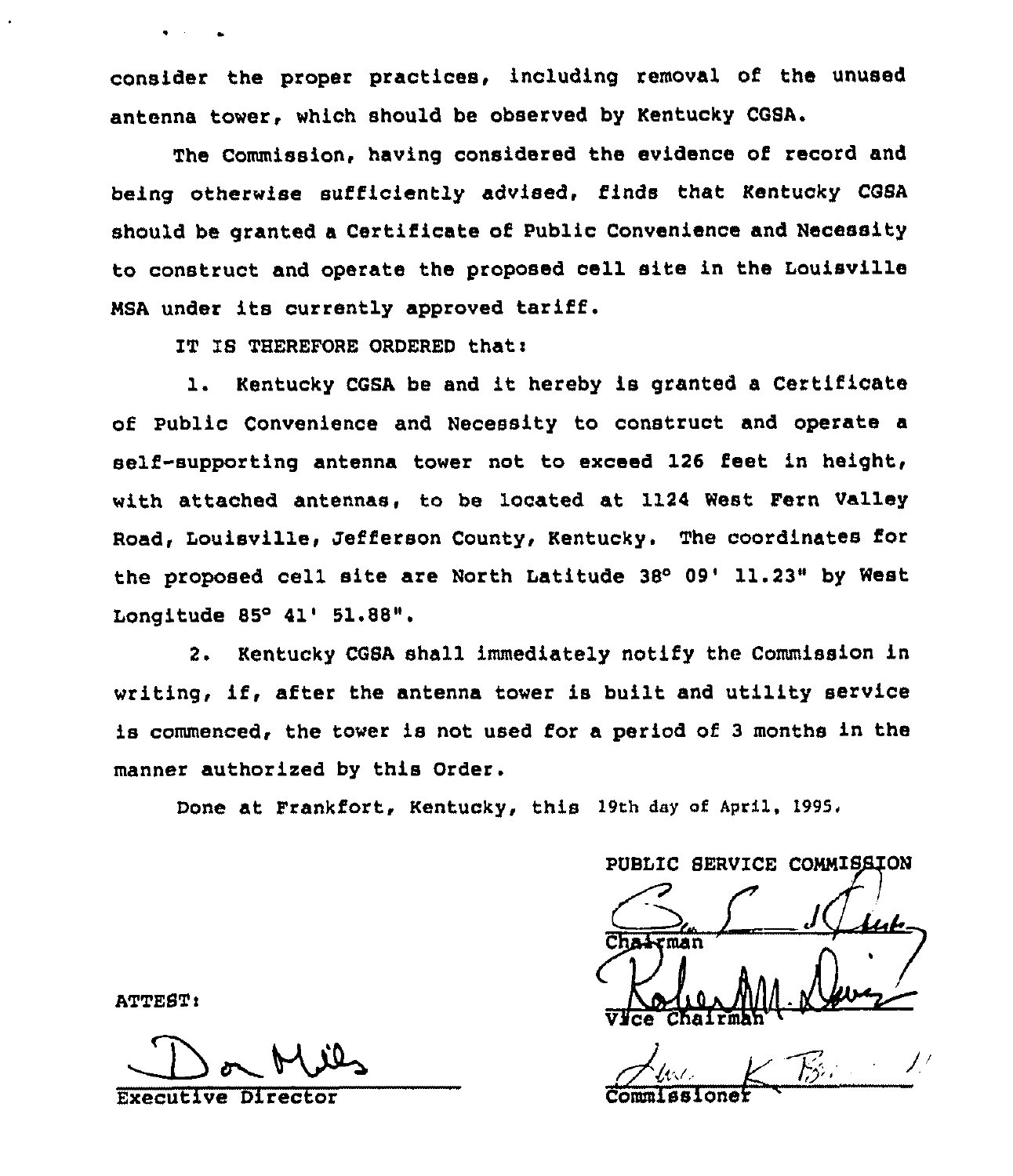consider the proper practices, including removal of the unused antenna tower, which should be observed by Kentucky CGSA.

The Commission, having considered the evidence of record and being otherwise sufficiently advised, finds that Kentucky CGSA should be granted a Certificate of Public Convenience and Necessity to construct and operate the proposed cell site in the Louisville MSA under its currently approved tariff.

IT IS THEREFORE ORDERED that:

1. Kentucky CGSA be and it hereby is granted a Certificate of Public Convenience and Necessity to construct and operate a self-supporting antenna tower not to exceed 126 feet in height, with attached antennas, to be located at 1124 West Fern Valley Road, Louisville, Jefferson County, Kentucky. The coordinates for the proposed cell site are North Latitude 38° 09' 11.23" by West Longitude 85° 41' 51.88".

2. Kentucky CGSA shall immediately notify the Commission in writing, if, after the antenna tower is built and utility service is commenced, the tower is not used for a period of 3 months in the manner authorized by this Order.

Done at Frankfort, Kentucky, this 19th day of April, 1995.

PUBLIC SERVICE COMMISSION

Chairman

Vice Chairman

Commissioner

ATTEST:

Executive Director